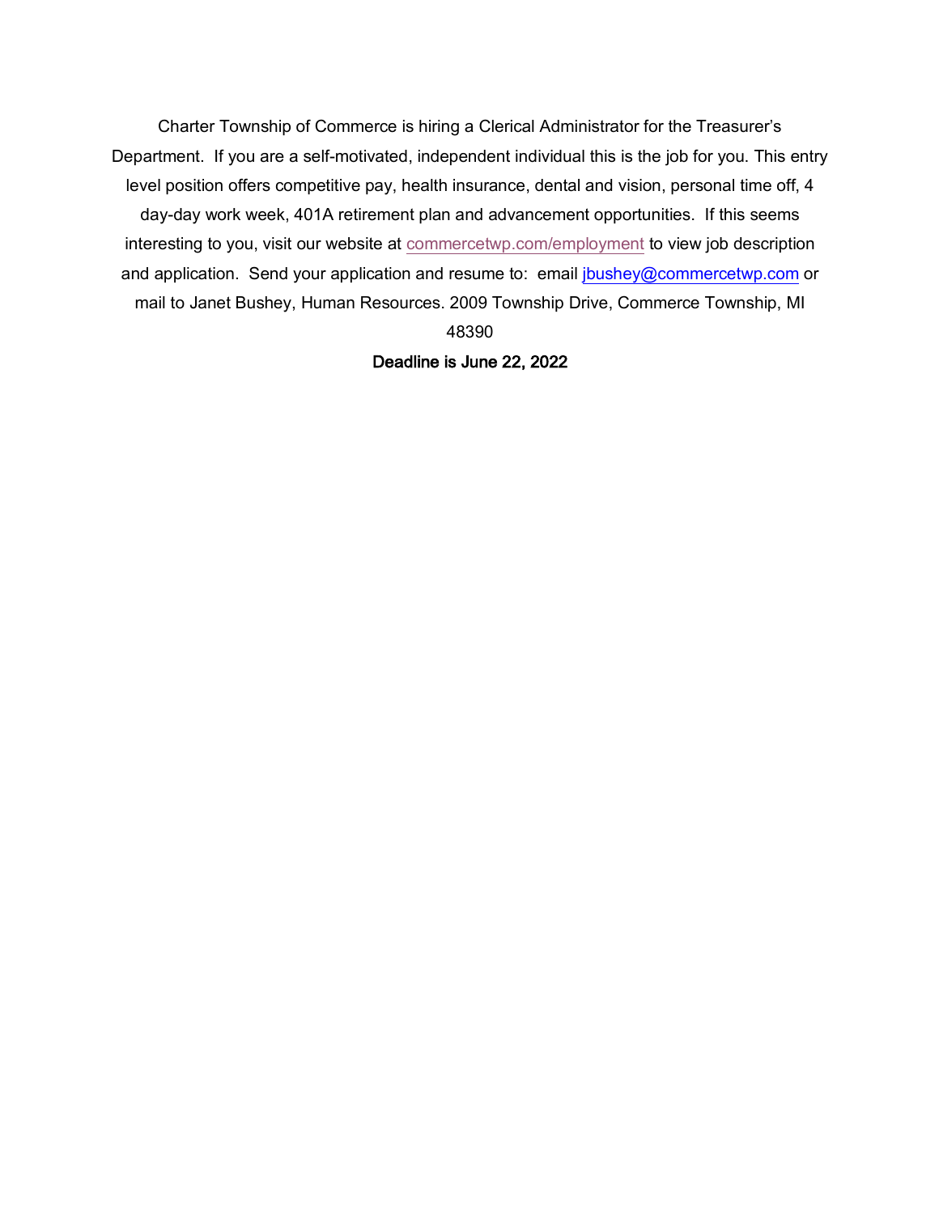Charter Township of Commerce is hiring a Clerical Administrator for the Treasurer's Department. If you are a self-motivated, independent individual this is the job for you. This entry level position offers competitive pay, health insurance, dental and vision, personal time off, 4 day-day work week, 401A retirement plan and advancement opportunities. If this seems interesting to you, visit our website at commercetwp.com/employment to view job description and application. Send your application and resume to: email jbushey@commercetwp.com or mail to Janet Bushey, Human Resources. 2009 Township Drive, Commerce Township, MI 48390

**Deadline is June 22, 2022**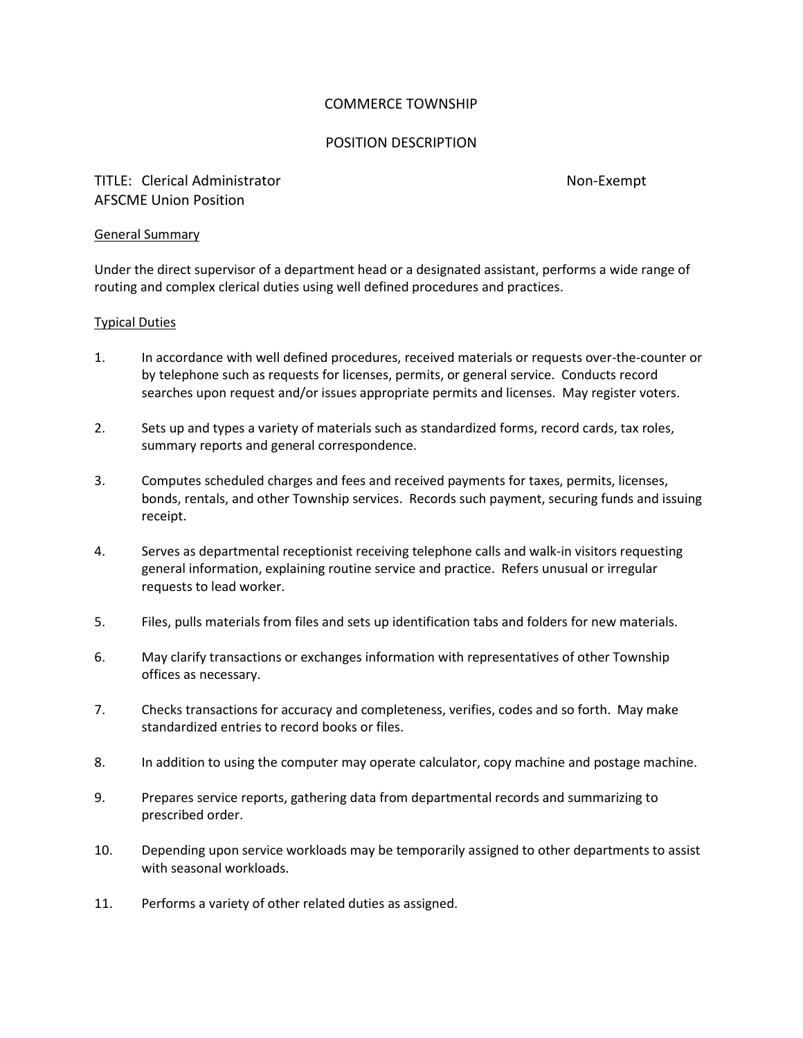COMMERCE TOWNSHIP

POSITION DESCRIPTION

TITLE: Clerical Administrator Non-Exempt
AFSCME Union Position

General Summary

Under the direct supervisor of a department head or a designated assistant, performs a wide range of routing and complex clerical duties using well defined procedures and practices.

Typical Duties

1. In accordance with well defined procedures, received materials or requests over-the-counter or by telephone such as requests for licenses, permits, or general service. Conducts record searches upon request and/or issues appropriate permits and licenses. May register voters.

2. Sets up and types a variety of materials such as standardized forms, record cards, tax roles, summary reports and general correspondence.

3. Computes scheduled charges and fees and received payments for taxes, permits, licenses, bonds, rentals, and other Township services. Records such payment, securing funds and issuing receipt.

4. Serves as departmental receptionist receiving telephone calls and walk-in visitors requesting general information, explaining routine service and practice. Refers unusual or irregular requests to lead worker.

5. Files, pulls materials from files and sets up identification tabs and folders for new materials.

6. May clarify transactions or exchanges information with representatives of other Township offices as necessary.

7. Checks transactions for accuracy and completeness, verifies, codes and so forth. May make standardized entries to record books or files.

8. In addition to using the computer may operate calculator, copy machine and postage machine.

9. Prepares service reports, gathering data from departmental records and summarizing to prescribed order.

10. Depending upon service workloads may be temporarily assigned to other departments to assist with seasonal workloads.

11. Performs a variety of other related duties as assigned.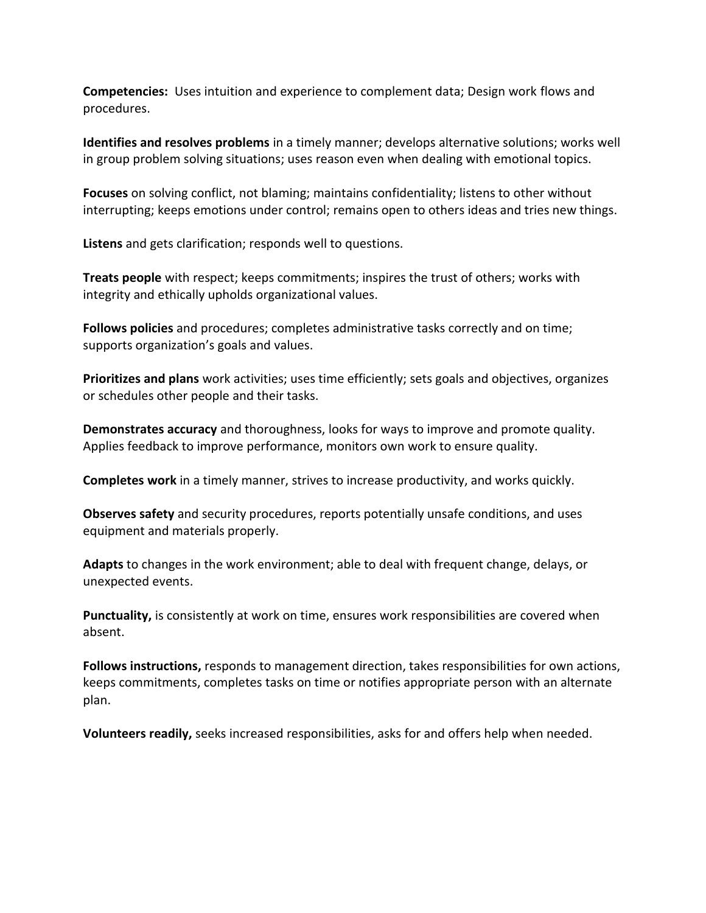**Competencies:** Uses intuition and experience to complement data; Design work flows and procedures.

**Identifies and resolves problems** in a timely manner; develops alternative solutions; works well in group problem solving situations; uses reason even when dealing with emotional topics.

**Focuses** on solving conflict, not blaming; maintains confidentiality; listens to other without interrupting; keeps emotions under control; remains open to others ideas and tries new things.

**Listens** and gets clarification; responds well to questions.

**Treats people** with respect; keeps commitments; inspires the trust of others; works with integrity and ethically upholds organizational values.

**Follows policies** and procedures; completes administrative tasks correctly and on time; supports organization's goals and values.

**Prioritizes and plans** work activities; uses time efficiently; sets goals and objectives, organizes or schedules other people and their tasks.

**Demonstrates accuracy** and thoroughness, looks for ways to improve and promote quality. Applies feedback to improve performance, monitors own work to ensure quality.

**Completes work** in a timely manner, strives to increase productivity, and works quickly.

**Observes safety** and security procedures, reports potentially unsafe conditions, and uses equipment and materials properly.

**Adapts** to changes in the work environment; able to deal with frequent change, delays, or unexpected events.

**Punctuality,** is consistently at work on time, ensures work responsibilities are covered when absent.

**Follows instructions,** responds to management direction, takes responsibilities for own actions, keeps commitments, completes tasks on time or notifies appropriate person with an alternate plan.

**Volunteers readily,** seeks increased responsibilities, asks for and offers help when needed.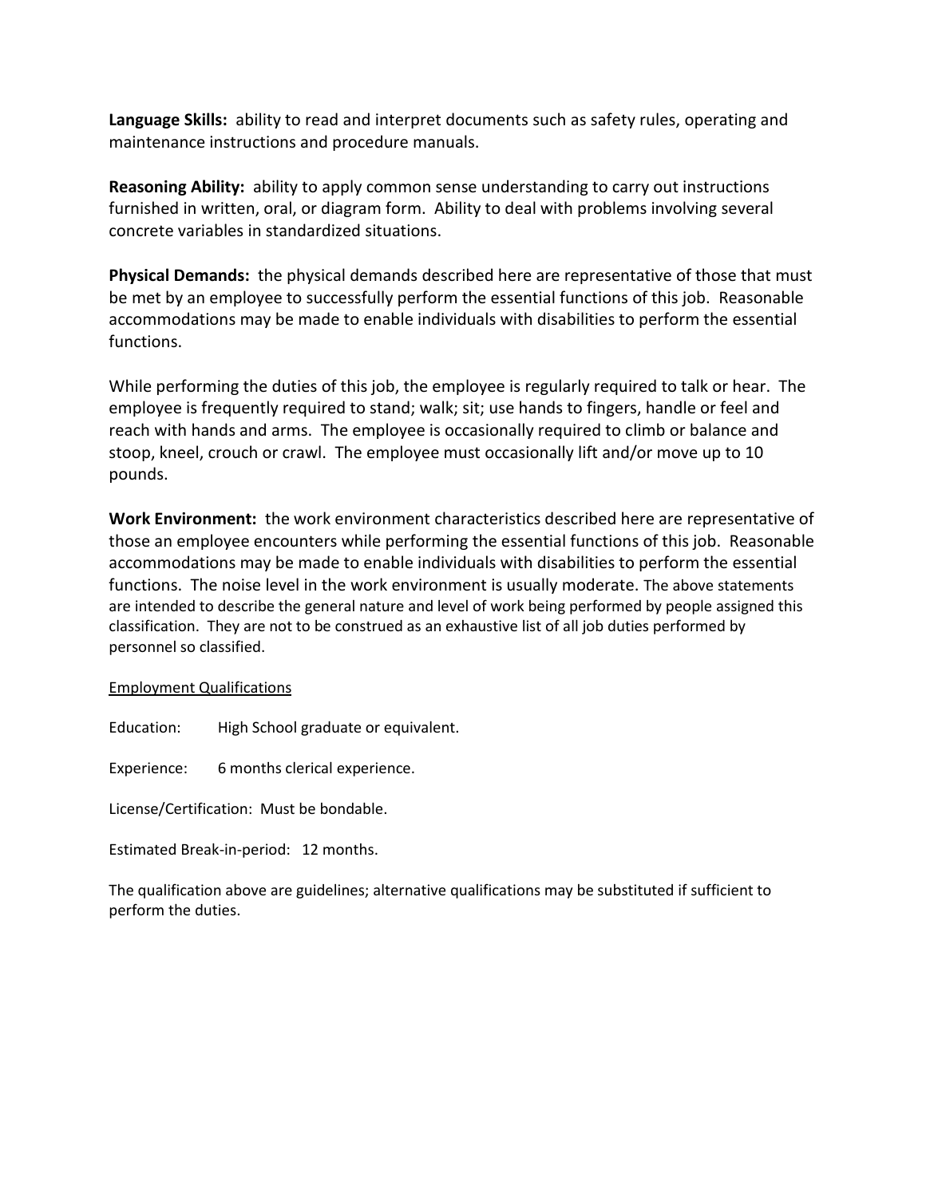**Language Skills:** ability to read and interpret documents such as safety rules, operating and maintenance instructions and procedure manuals.

**Reasoning Ability:** ability to apply common sense understanding to carry out instructions furnished in written, oral, or diagram form. Ability to deal with problems involving several concrete variables in standardized situations.

**Physical Demands:** the physical demands described here are representative of those that must be met by an employee to successfully perform the essential functions of this job. Reasonable accommodations may be made to enable individuals with disabilities to perform the essential functions.

While performing the duties of this job, the employee is regularly required to talk or hear. The employee is frequently required to stand; walk; sit; use hands to fingers, handle or feel and reach with hands and arms. The employee is occasionally required to climb or balance and stoop, kneel, crouch or crawl. The employee must occasionally lift and/or move up to 10 pounds.

**Work Environment:** the work environment characteristics described here are representative of those an employee encounters while performing the essential functions of this job. Reasonable accommodations may be made to enable individuals with disabilities to perform the essential functions. The noise level in the work environment is usually moderate. The above statements are intended to describe the general nature and level of work being performed by people assigned this classification. They are not to be construed as an exhaustive list of all job duties performed by personnel so classified.

<u>Employment Qualifications</u>

Education: High School graduate or equivalent.

Experience: 6 months clerical experience.

License/Certification: Must be bondable.

Estimated Break-in-period: 12 months.

The qualification above are guidelines; alternative qualifications may be substituted if sufficient to perform the duties.